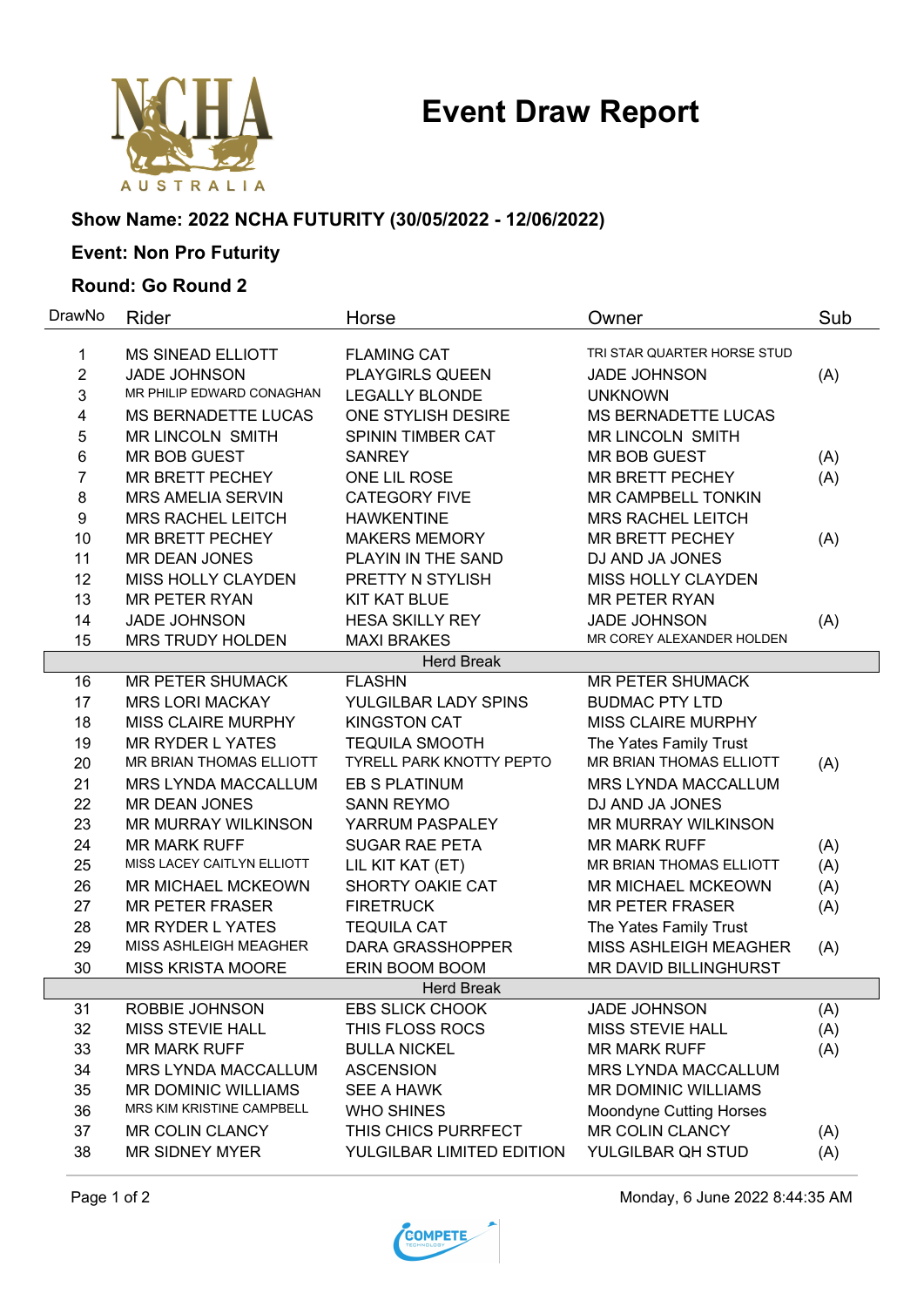# Event Draw Report

**Show Name: 2022 NCHA FUTURITY (30/05/2022 - 12/06/2022)**

**Event: Non Pro Futurity**

**Round: Go Round 2**

| DrawNo | Rider | Horse | Owner | Sub |
|---|---|---|---|---|
| 1 | MS SINEAD ELLIOTT | FLAMING CAT | TRI STAR QUARTER HORSE STUD | |
| 2 | JADE JOHNSON | PLAYGIRLS QUEEN | JADE JOHNSON | (A) |
| 3 | MR PHILIP EDWARD CONAGHAN | LEGALLY BLONDE | UNKNOWN | |
| 4 | MS BERNADETTE LUCAS | ONE STYLISH DESIRE | MS BERNADETTE LUCAS | |
| 5 | MR LINCOLN SMITH | SPININ TIMBER CAT | MR LINCOLN SMITH | |
| 6 | MR BOB GUEST | SANREY | MR BOB GUEST | (A) |
| 7 | MR BRETT PECHEY | ONE LIL ROSE | MR BRETT PECHEY | (A) |
| 8 | MRS AMELIA SERVIN | CATEGORY FIVE | MR CAMPBELL TONKIN | |
| 9 | MRS RACHEL LEITCH | HAWKENTINE | MRS RACHEL LEITCH | |
| 10 | MR BRETT PECHEY | MAKERS MEMORY | MR BRETT PECHEY | (A) |
| 11 | MR DEAN JONES | PLAYIN IN THE SAND | DJ AND JA JONES | |
| 12 | MISS HOLLY CLAYDEN | PRETTY N STYLISH | MISS HOLLY CLAYDEN | |
| 13 | MR PETER RYAN | KIT KAT BLUE | MR PETER RYAN | |
| 14 | JADE JOHNSON | HESA SKILLY REY | JADE JOHNSON | (A) |
| 15 | MRS TRUDY HOLDEN | MAXI BRAKES | MR COREY ALEXANDER HOLDEN | |
| | | Herd Break | | |
| 16 | MR PETER SHUMACK | FLASHN | MR PETER SHUMACK | |
| 17 | MRS LORI MACKAY | YULGILBAR LADY SPINS | BUDMAC PTY LTD | |
| 18 | MISS CLAIRE MURPHY | KINGSTON CAT | MISS CLAIRE MURPHY | |
| 19 | MR RYDER L YATES | TEQUILA SMOOTH | The Yates Family Trust | |
| 20 | MR BRIAN THOMAS ELLIOTT | TYRELL PARK KNOTTY PEPTO | MR BRIAN THOMAS ELLIOTT | (A) |
| 21 | MRS LYNDA MACCALLUM | EB S PLATINUM | MRS LYNDA MACCALLUM | |
| 22 | MR DEAN JONES | SANN REYMO | DJ AND JA JONES | |
| 23 | MR MURRAY WILKINSON | YARRUM PASPALEY | MR MURRAY WILKINSON | |
| 24 | MR MARK RUFF | SUGAR RAE PETA | MR MARK RUFF | (A) |
| 25 | MISS LACEY CAITLYN ELLIOTT | LIL KIT KAT (ET) | MR BRIAN THOMAS ELLIOTT | (A) |
| 26 | MR MICHAEL MCKEOWN | SHORTY OAKIE CAT | MR MICHAEL MCKEOWN | (A) |
| 27 | MR PETER FRASER | FIRETRUCK | MR PETER FRASER | (A) |
| 28 | MR RYDER L YATES | TEQUILA CAT | The Yates Family Trust | |
| 29 | MISS ASHLEIGH MEAGHER | DARA GRASSHOPPER | MISS ASHLEIGH MEAGHER | (A) |
| 30 | MISS KRISTA MOORE | ERIN BOOM BOOM | MR DAVID BILLINGHURST | |
| | | Herd Break | | |
| 31 | ROBBIE JOHNSON | EBS SLICK CHOOK | JADE JOHNSON | (A) |
| 32 | MISS STEVIE HALL | THIS FLOSS ROCS | MISS STEVIE HALL | (A) |
| 33 | MR MARK RUFF | BULLA NICKEL | MR MARK RUFF | (A) |
| 34 | MRS LYNDA MACCALLUM | ASCENSION | MRS LYNDA MACCALLUM | |
| 35 | MR DOMINIC WILLIAMS | SEE A HAWK | MR DOMINIC WILLIAMS | |
| 36 | MRS KIM KRISTINE CAMPBELL | WHO SHINES | Moondyne Cutting Horses | |
| 37 | MR COLIN CLANCY | THIS CHICS PURRFECT | MR COLIN CLANCY | (A) |
| 38 | MR SIDNEY MYER | YULGILBAR LIMITED EDITION | YULGILBAR QH STUD | (A) |

Monday, 6 June 2022 8:44:35 AM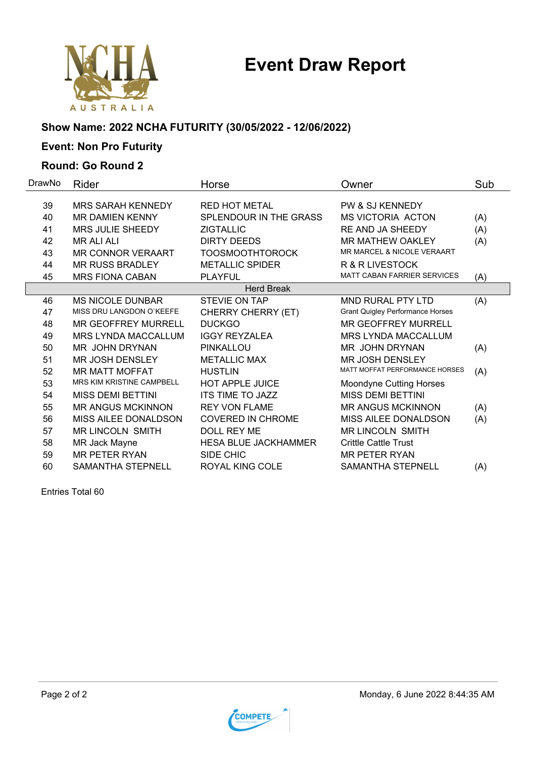# Event Draw Report

### Show Name: 2022 NCHA FUTURITY (30/05/2022 - 12/06/2022)

### Event: Non Pro Futurity

### Round: Go Round 2

| DrawNo | Rider | Horse | Owner | Sub |
|---|---|---|---|---|
| 39 | MRS SARAH KENNEDY | RED HOT METAL | PW & SJ KENNEDY | |
| 40 | MR DAMIEN KENNY | SPLENDOUR IN THE GRASS | MS VICTORIA ACTON | (A) |
| 41 | MRS JULIE SHEEDY | ZIGTALLIC | RE AND JA SHEEDY | (A) |
| 42 | MR ALI ALI | DIRTY DEEDS | MR MATHEW OAKLEY | (A) |
| 43 | MR CONNOR VERAART | TOOSMOOTHTOROCK | MR MARCEL & NICOLE VERAART | |
| 44 | MR RUSS BRADLEY | METALLIC SPIDER | R & R LIVESTOCK | |
| 45 | MRS FIONA CABAN | PLAYFUL | MATT CABAN FARRIER SERVICES | (A) |
| | | Herd Break | | |
| 46 | MS NICOLE DUNBAR | STEVIE ON TAP | MND RURAL PTY LTD | (A) |
| 47 | MISS DRU LANGDON O`KEEFE | CHERRY CHERRY (ET) | Grant Quigley Performance Horses | |
| 48 | MR GEOFFREY MURRELL | DUCKGO | MR GEOFFREY MURRELL | |
| 49 | MRS LYNDA MACCALLUM | IGGY REYZALEA | MRS LYNDA MACCALLUM | |
| 50 | MR JOHN DRYNAN | PINKALLOU | MR JOHN DRYNAN | (A) |
| 51 | MR JOSH DENSLEY | METALLIC MAX | MR JOSH DENSLEY | |
| 52 | MR MATT MOFFAT | HUSTLIN | MATT MOFFAT PERFORMANCE HORSES | (A) |
| 53 | MRS KIM KRISTINE CAMPBELL | HOT APPLE JUICE | Moondyne Cutting Horses | |
| 54 | MISS DEMI BETTINI | ITS TIME TO JAZZ | MISS DEMI BETTINI | |
| 55 | MR ANGUS MCKINNON | REY VON FLAME | MR ANGUS MCKINNON | (A) |
| 56 | MISS AILEE DONALDSON | COVERED IN CHROME | MISS AILEE DONALDSON | (A) |
| 57 | MR LINCOLN SMITH | DOLL REY ME | MR LINCOLN SMITH | |
| 58 | MR Jack Mayne | HESA BLUE JACKHAMMER | Crittle Cattle Trust | |
| 59 | MR PETER RYAN | SIDE CHIC | MR PETER RYAN | |
| 60 | SAMANTHA STEPNELL | ROYAL KING COLE | SAMANTHA STEPNELL | (A) |

Entries Total 60

Monday, 6 June 2022 8:44:35 AM